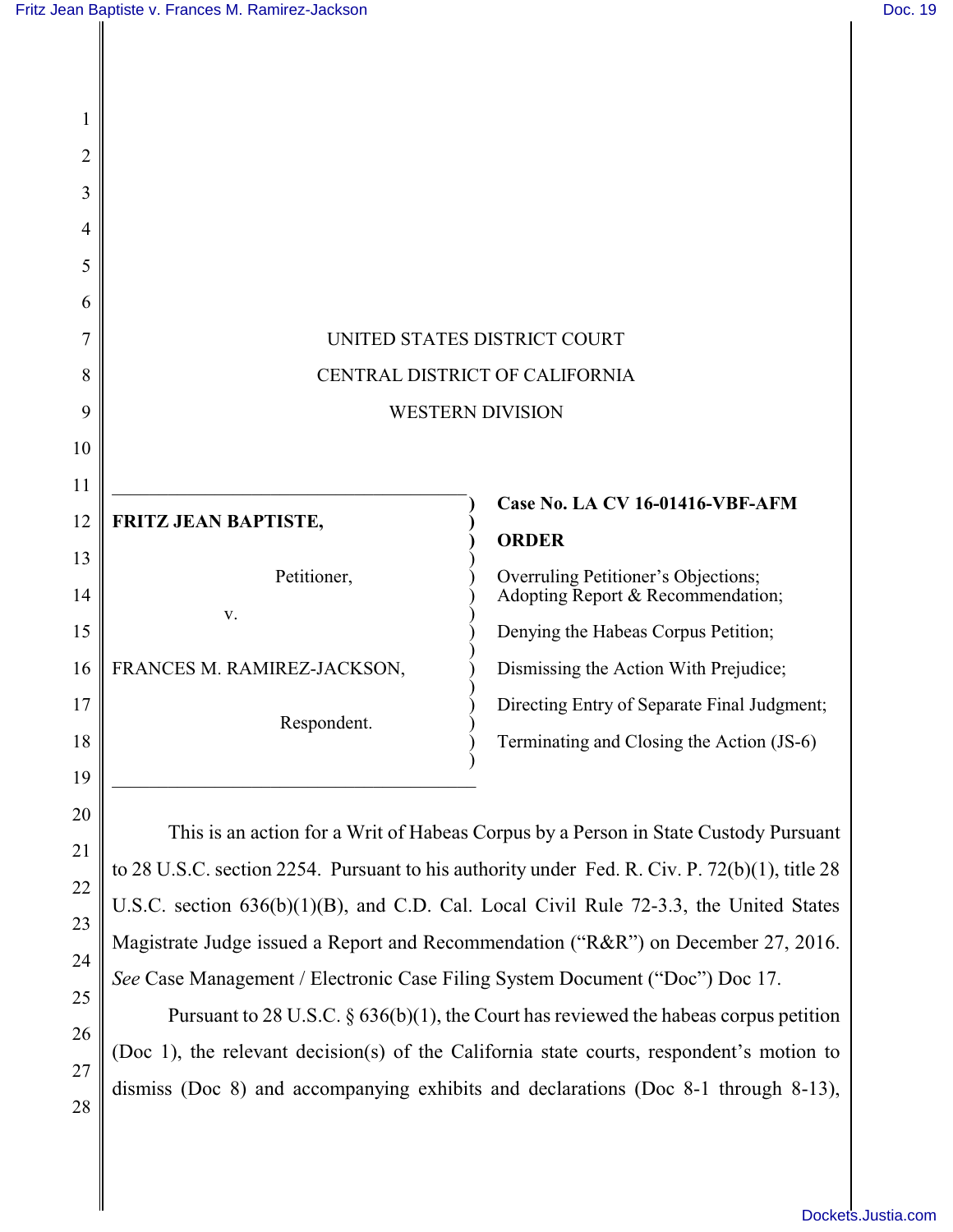UNITED STATES DISTRICT COURT

CENTRAL DISTRICT OF CALIFORNIA

WESTERN DIVISION

**FRITZ JEAN BAPTISTE,**

Petitioner,

v.

FRANCES M. RAMIREZ-JACKSON,

Respondent.

**Case No. LA CV 16-01416-VBF-AFM**

**ORDER**

Overruling Petitioner's Objections; Adopting Report & Recommendation;

Denying the Habeas Corpus Petition;

Dismissing the Action With Prejudice;

Directing Entry of Separate Final Judgment;

Terminating and Closing the Action (JS-6)

This is an action for a Writ of Habeas Corpus by a Person in State Custody Pursuant to 28 U.S.C. section 2254. Pursuant to his authority under Fed. R. Civ. P. 72(b)(1), title 28 U.S.C. section 636(b)(1)(B), and C.D. Cal. Local Civil Rule 72-3.3, the United States Magistrate Judge issued a Report and Recommendation ("R&R") on December 27, 2016. *See* Case Management / Electronic Case Filing System Document ("Doc") Doc 17.

Pursuant to 28 U.S.C. § 636(b)(1), the Court has reviewed the habeas corpus petition (Doc 1), the relevant decision(s) of the California state courts, respondent's motion to dismiss (Doc 8) and accompanying exhibits and declarations (Doc 8-1 through 8-13),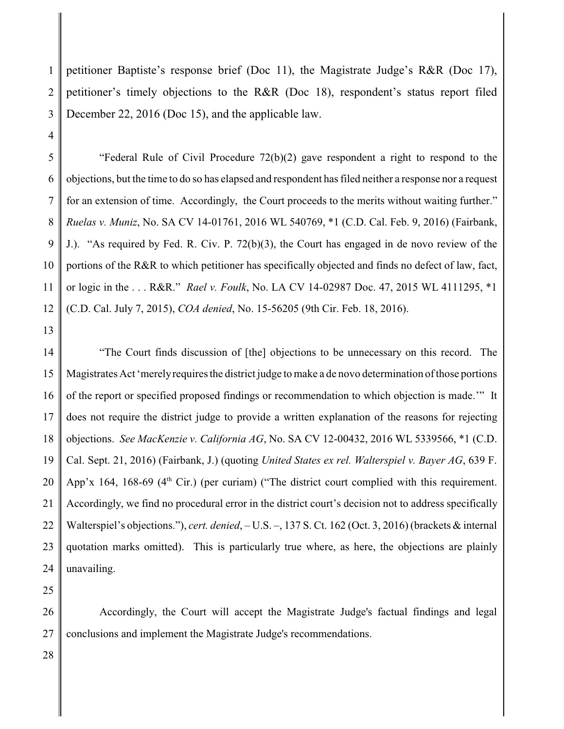petitioner Baptiste's response brief (Doc 11), the Magistrate Judge's R&R (Doc 17), petitioner's timely objections to the R&R (Doc 18), respondent's status report filed December 22, 2016 (Doc 15), and the applicable law.

"Federal Rule of Civil Procedure 72(b)(2) gave respondent a right to respond to the objections, but the time to do so has elapsed and respondent has filed neither a response nor a request for an extension of time. Accordingly, the Court proceeds to the merits without waiting further." *Ruelas v. Muniz*, No. SA CV 14-01761, 2016 WL 540769, *1 (C.D. Cal. Feb. 9, 2016) (Fairbank, J.). "As required by Fed. R. Civ. P. 72(b)(3), the Court has engaged in de novo review of the portions of the R&R to which petitioner has specifically objected and finds no defect of law, fact, or logic in the . . . R&R." *Rael v. Foulk*, No. LA CV 14-02987 Doc. 47, 2015 WL 4111295, *1 (C.D. Cal. July 7, 2015), *COA denied*, No. 15-56205 (9th Cir. Feb. 18, 2016).

"The Court finds discussion of [the] objections to be unnecessary on this record. The Magistrates Act 'merely requires the district judge to make a de novo determination of those portions of the report or specified proposed findings or recommendation to which objection is made.'" It does not require the district judge to provide a written explanation of the reasons for rejecting objections. *See MacKenzie v. California AG*, No. SA CV 12-00432, 2016 WL 5339566, *1 (C.D. Cal. Sept. 21, 2016) (Fairbank, J.) (quoting *United States ex rel. Walterspiel v. Bayer AG*, 639 F. App'x 164, 168-69 (4th Cir.) (per curiam) ("The district court complied with this requirement. Accordingly, we find no procedural error in the district court's decision not to address specifically Walterspiel's objections."), *cert. denied*, – U.S. –, 137 S. Ct. 162 (Oct. 3, 2016) (brackets & internal quotation marks omitted). This is particularly true where, as here, the objections are plainly unavailing.

Accordingly, the Court will accept the Magistrate Judge's factual findings and legal conclusions and implement the Magistrate Judge's recommendations.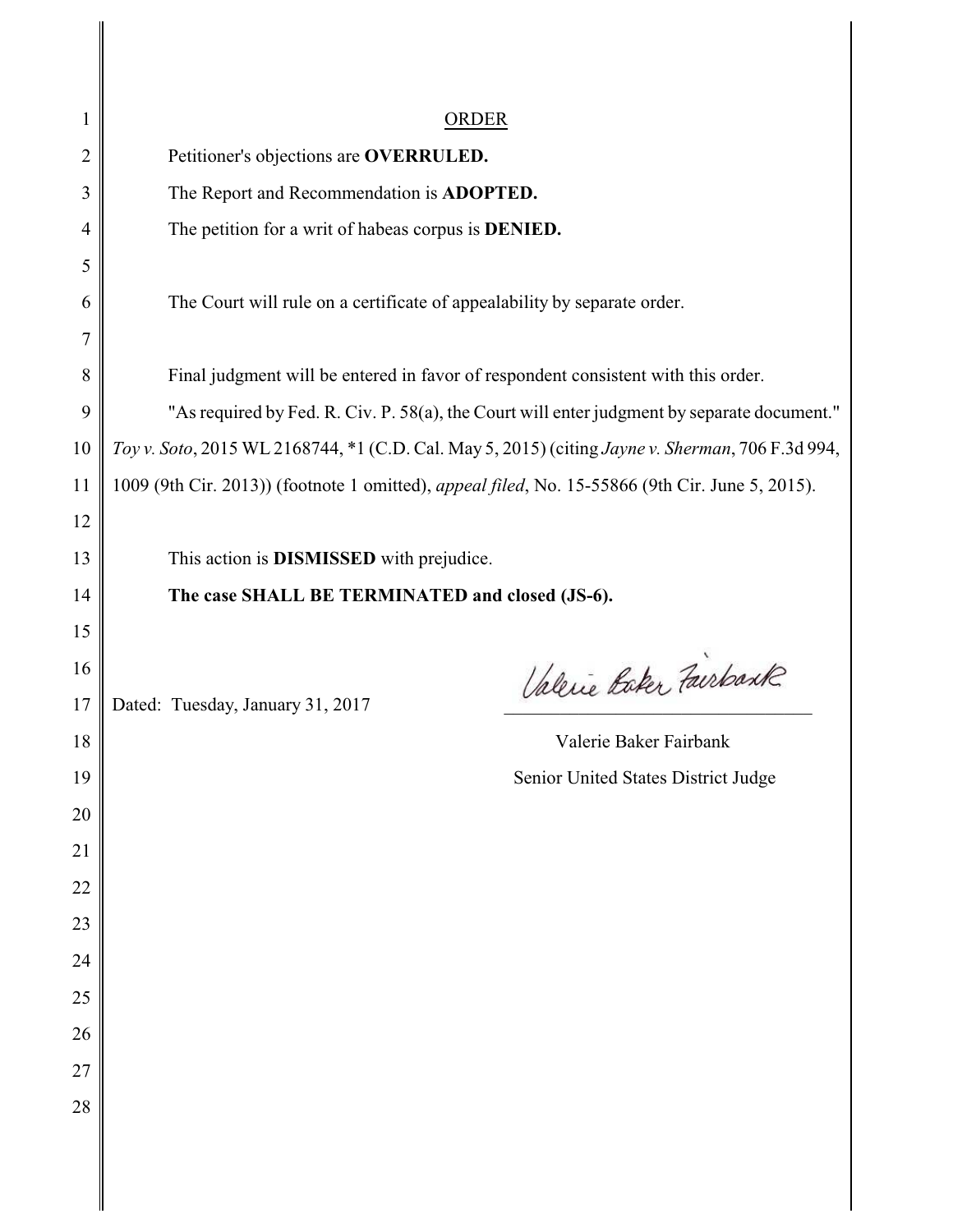ORDER

Petitioner's objections are **OVERRULED.**

The Report and Recommendation is **ADOPTED.**

The petition for a writ of habeas corpus is **DENIED.**

The Court will rule on a certificate of appealability by separate order.

Final judgment will be entered in favor of respondent consistent with this order.

"As required by Fed. R. Civ. P. 58(a), the Court will enter judgment by separate document." *Toy v. Soto*, 2015 WL 2168744, *1 (C.D. Cal. May 5, 2015) (citing *Jayne v. Sherman*, 706 F.3d 994, 1009 (9th Cir. 2013)) (footnote 1 omitted), *appeal filed*, No. 15-55866 (9th Cir. June 5, 2015).

This action is **DISMISSED** with prejudice.

**The case SHALL BE TERMINATED and closed (JS-6).**

Dated: Tuesday, January 31, 2017

Valerie Baker Fairbank

Senior United States District Judge